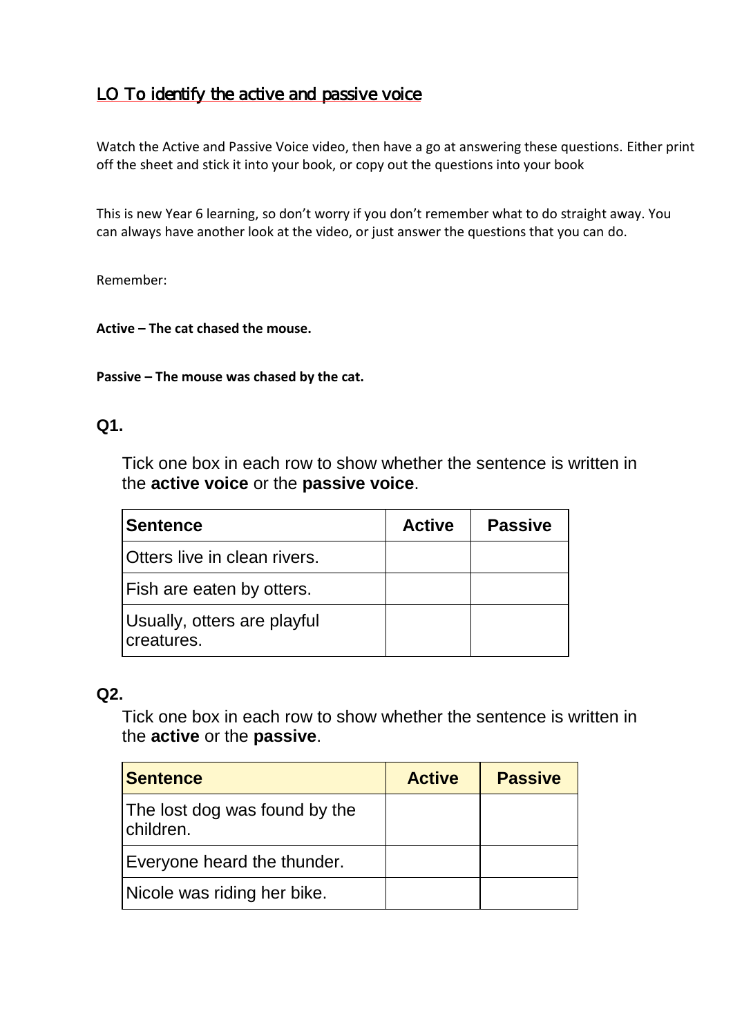## LO To identify the active and passive voice

Watch the Active and Passive Voice video, then have a go at answering these questions. Either print off the sheet and stick it into your book, or copy out the questions into your book

This is new Year 6 learning, so don't worry if you don't remember what to do straight away. You can always have another look at the video, or just answer the questions that you can do.

Remember:

**Active – The cat chased the mouse.**

**Passive – The mouse was chased by the cat.**

### Q1.

Tick one box in each row to show whether the sentence is written in the **active voice** or the **passive voice**.

| Sentence | Active | Passive |
|---|---|---|
| Otters live in clean rivers. | | |
| Fish are eaten by otters. | | |
| Usually, otters are playful creatures. | | |

### Q2.

Tick one box in each row to show whether the sentence is written in the **active** or the **passive**.

| Sentence | Active | Passive |
|---|---|---|
| The lost dog was found by the children. | | |
| Everyone heard the thunder. | | |
| Nicole was riding her bike. | | |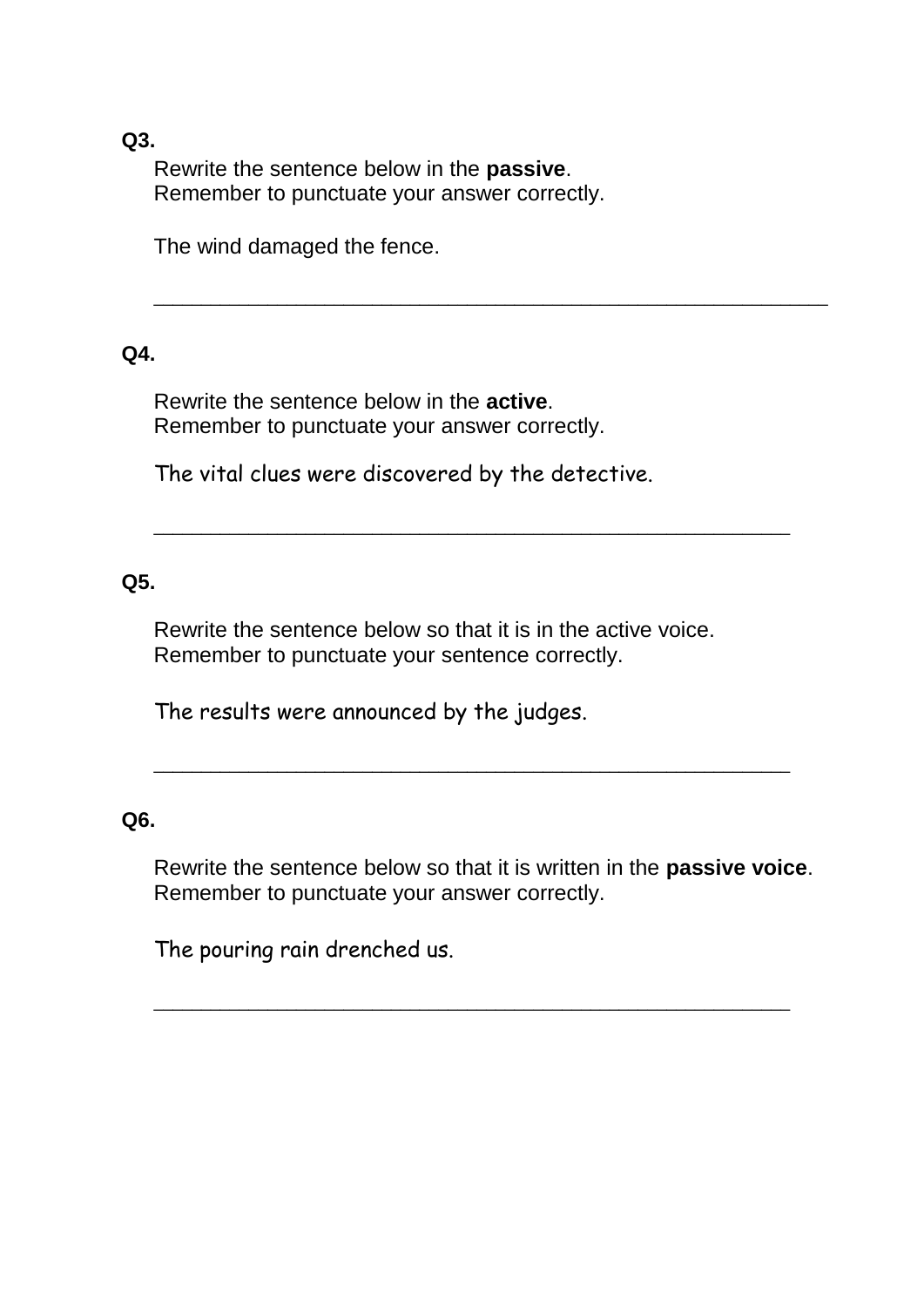**Q3.**

Rewrite the sentence below in the **passive**.
Remember to punctuate your answer correctly.

The wind damaged the fence.

______________________________________________________

**Q4.**

Rewrite the sentence below in the **active**.
Remember to punctuate your answer correctly.

The vital clues were discovered by the detective.

___________________________________________________

**Q5.**

Rewrite the sentence below so that it is in the active voice.
Remember to punctuate your sentence correctly.

The results were announced by the judges.

___________________________________________________

**Q6.**

Rewrite the sentence below so that it is written in the **passive voice**.
Remember to punctuate your answer correctly.

The pouring rain drenched us.

___________________________________________________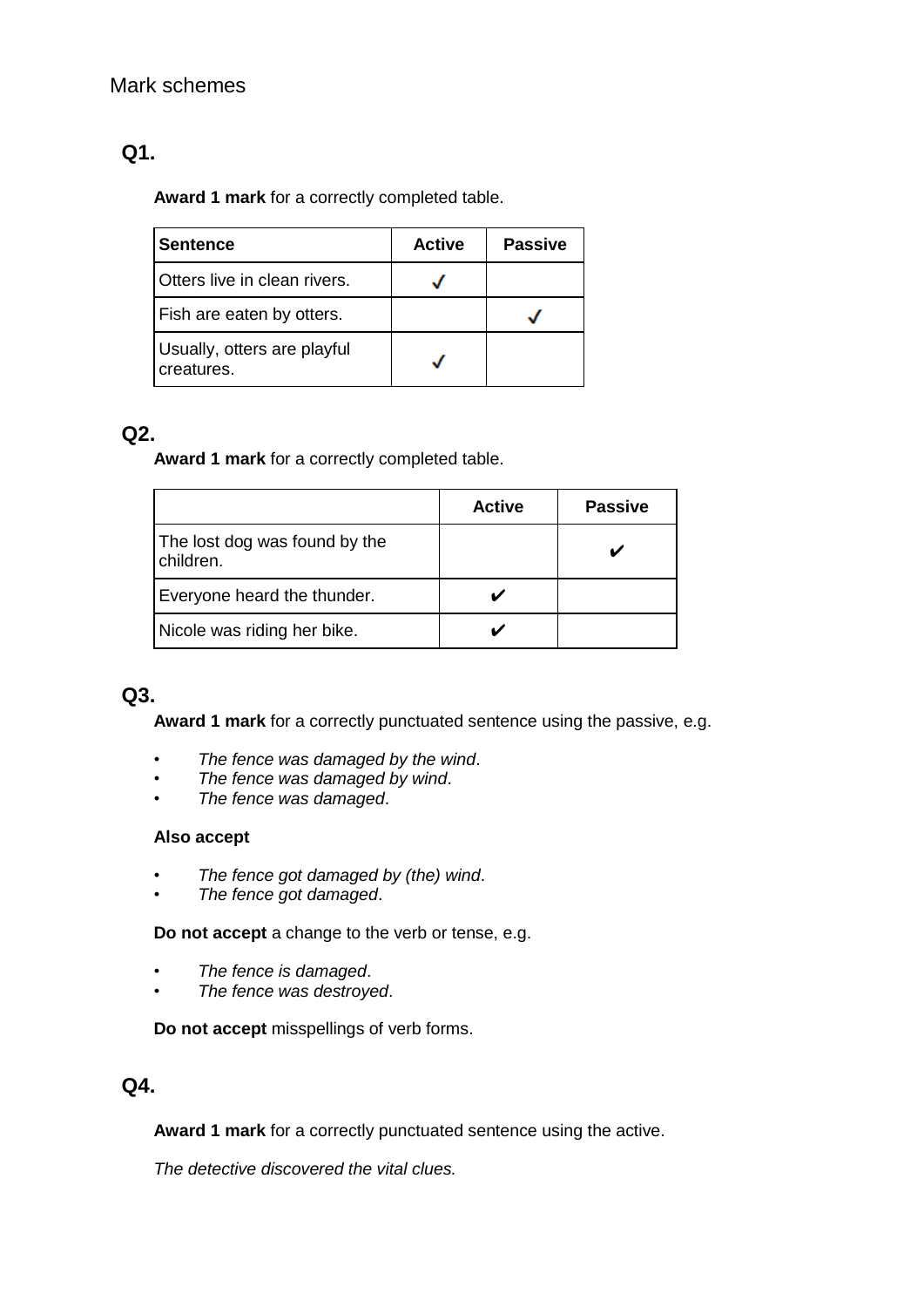Mark schemes

## Q1.

**Award 1 mark** for a correctly completed table.

| Sentence | Active | Passive |
|---|---|---|
| Otters live in clean rivers. | ✓ | |
| Fish are eaten by otters. | | ✓ |
| Usually, otters are playful creatures. | ✓ | |

## Q2.

**Award 1 mark** for a correctly completed table.

| | Active | Passive |
|---|---|---|
| The lost dog was found by the children. | | ✔ |
| Everyone heard the thunder. | ✔ | |
| Nicole was riding her bike. | ✔ | |

## Q3.

**Award 1 mark** for a correctly punctuated sentence using the passive, e.g.

- *The fence was damaged by the wind*.
- *The fence was damaged by wind*.
- *The fence was damaged*.

**Also accept**

- *The fence got damaged by (the) wind*.
- *The fence got damaged*.

**Do not accept** a change to the verb or tense, e.g.

- *The fence is damaged*.
- *The fence was destroyed*.

**Do not accept** misspellings of verb forms.

## Q4.

**Award 1 mark** for a correctly punctuated sentence using the active.

*The detective discovered the vital clues.*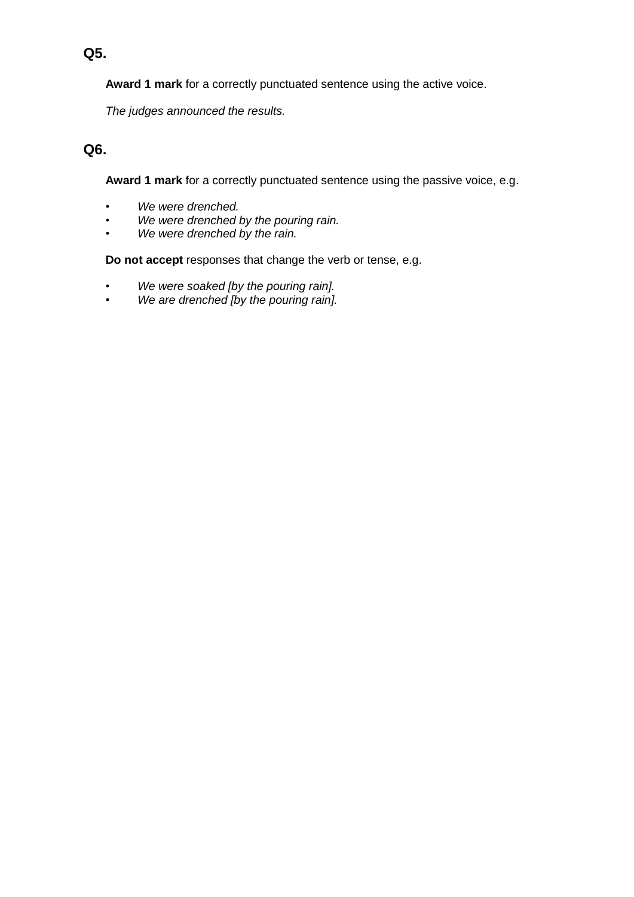## Q5.

**Award 1 mark** for a correctly punctuated sentence using the active voice.

*The judges announced the results.*

## Q6.

**Award 1 mark** for a correctly punctuated sentence using the passive voice, e.g.

- *We were drenched.*
- *We were drenched by the pouring rain.*
- *We were drenched by the rain.*

**Do not accept** responses that change the verb or tense, e.g.

- *We were soaked [by the pouring rain].*
- *We are drenched [by the pouring rain].*